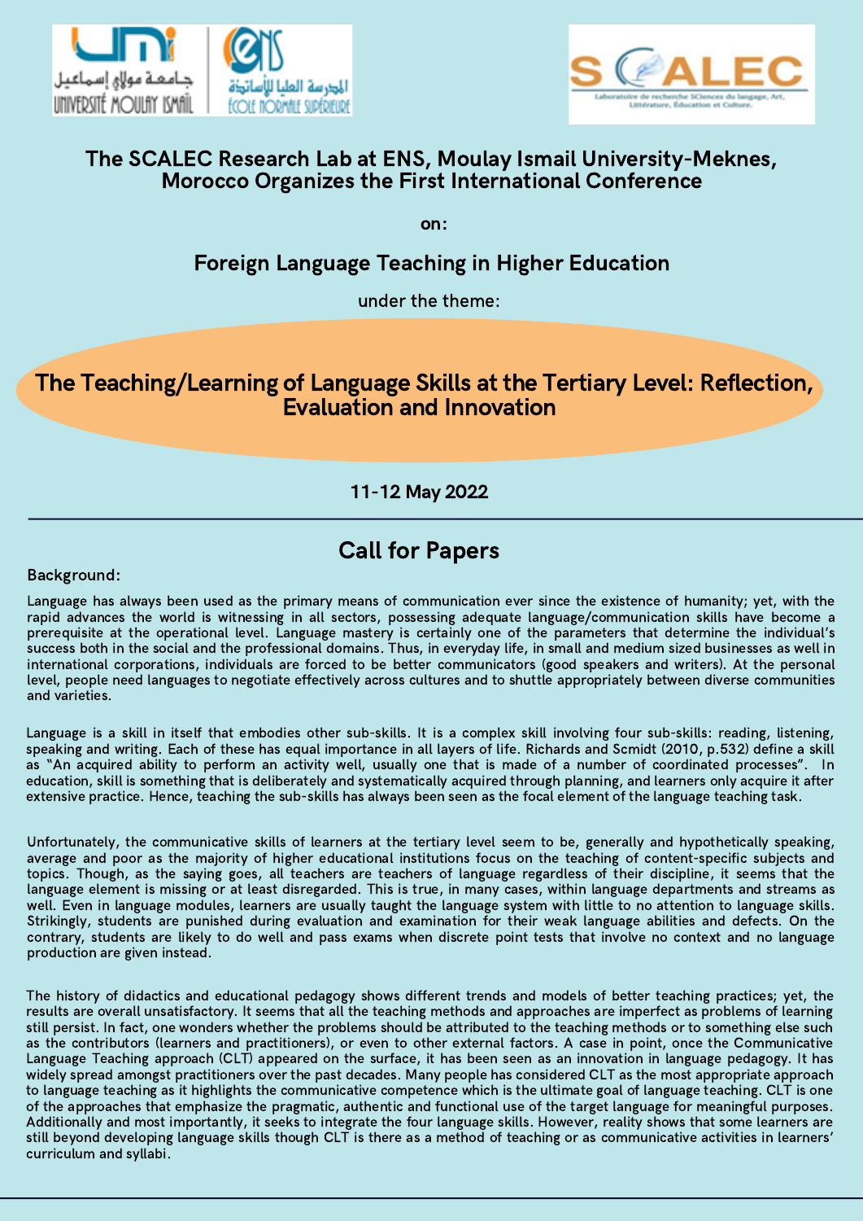# The SCALEC Research Lab at ENS, Moulay Ismail University-Meknes, Morocco Organizes the First International Conference

on:

## Foreign Language Teaching in Higher Education

under the theme:

## The Teaching/Learning of Language Skills at the Tertiary Level: Reflection, Evaluation and Innovation

**11-12 May 2022**

---

## Call for Papers

**Background:**

Language has always been used as the primary means of communication ever since the existence of humanity; yet, with the rapid advances the world is witnessing in all sectors, possessing adequate language/communication skills have become a prerequisite at the operational level. Language mastery is certainly one of the parameters that determine the individual's success both in the social and the professional domains. Thus, in everyday life, in small and medium sized businesses as well in international corporations, individuals are forced to be better communicators (good speakers and writers). At the personal level, people need languages to negotiate effectively across cultures and to shuttle appropriately between diverse communities and varieties.

Language is a skill in itself that embodies other sub-skills. It is a complex skill involving four sub-skills: reading, listening, speaking and writing. Each of these has equal importance in all layers of life. Richards and Scmidt (2010, p.532) define a skill as "An acquired ability to perform an activity well, usually one that is made of a number of coordinated processes". In education, skill is something that is deliberately and systematically acquired through planning, and learners only acquire it after extensive practice. Hence, teaching the sub-skills has always been seen as the focal element of the language teaching task.

Unfortunately, the communicative skills of learners at the tertiary level seem to be, generally and hypothetically speaking, average and poor as the majority of higher educational institutions focus on the teaching of content-specific subjects and topics. Though, as the saying goes, all teachers are teachers of language regardless of their discipline, it seems that the language element is missing or at least disregarded. This is true, in many cases, within language departments and streams as well. Even in language modules, learners are usually taught the language system with little to no attention to language skills. Strikingly, students are punished during evaluation and examination for their weak language abilities and defects. On the contrary, students are likely to do well and pass exams when discrete point tests that involve no context and no language production are given instead.

The history of didactics and educational pedagogy shows different trends and models of better teaching practices; yet, the results are overall unsatisfactory. It seems that all the teaching methods and approaches are imperfect as problems of learning still persist. In fact, one wonders whether the problems should be attributed to the teaching methods or to something else such as the contributors (learners and practitioners), or even to other external factors. A case in point, once the Communicative Language Teaching approach (CLT) appeared on the surface, it has been seen as an innovation in language pedagogy. It has widely spread amongst practitioners over the past decades. Many people has considered CLT as the most appropriate approach to language teaching as it highlights the communicative competence which is the ultimate goal of language teaching. CLT is one of the approaches that emphasize the pragmatic, authentic and functional use of the target language for meaningful purposes. Additionally and most importantly, it seeks to integrate the four language skills. However, reality shows that some learners are still beyond developing language skills though CLT is there as a method of teaching or as communicative activities in learners' curriculum and syllabi.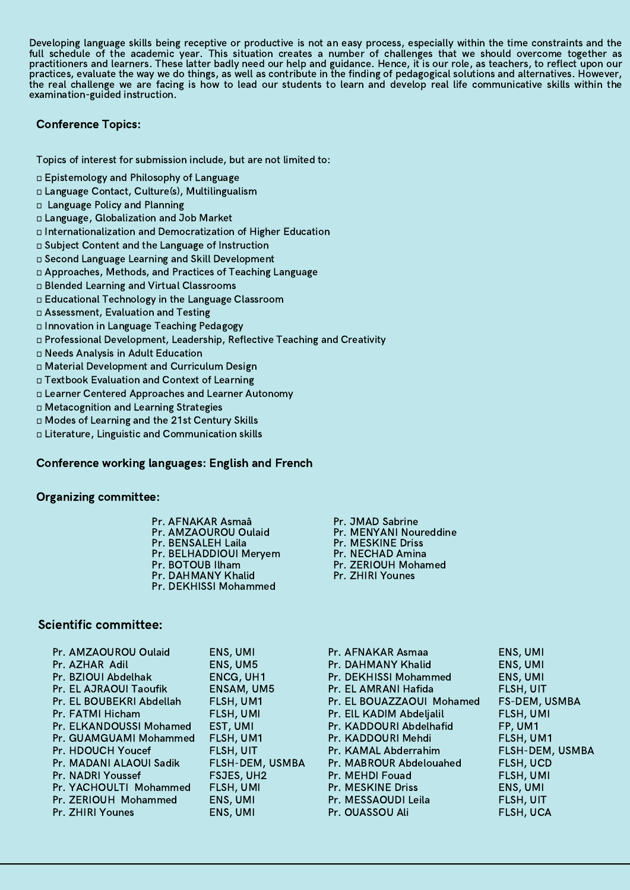Developing language skills being receptive or productive is not an easy process, especially within the time constraints and the full schedule of the academic year. This situation creates a number of challenges that we should overcome together as practitioners and learners. These latter badly need our help and guidance. Hence, it is our role, as teachers, to reflect upon our practices, evaluate the way we do things, as well as contribute in the finding of pedagogical solutions and alternatives. However, the real challenge we are facing is how to lead our students to learn and develop real life communicative skills within the examination-guided instruction.

## Conference Topics:

Topics of interest for submission include, but are not limited to:

- Epistemology and Philosophy of Language
- Language Contact, Culture(s), Multilingualism
- Language Policy and Planning
- Language, Globalization and Job Market
- Internationalization and Democratization of Higher Education
- Subject Content and the Language of Instruction
- Second Language Learning and Skill Development
- Approaches, Methods, and Practices of Teaching Language
- Blended Learning and Virtual Classrooms
- Educational Technology in the Language Classroom
- Assessment, Evaluation and Testing
- Innovation in Language Teaching Pedagogy
- Professional Development, Leadership, Reflective Teaching and Creativity
- Needs Analysis in Adult Education
- Material Development and Curriculum Design
- Textbook Evaluation and Context of Learning
- Learner Centered Approaches and Learner Autonomy
- Metacognition and Learning Strategies
- Modes of Learning and the 21st Century Skills
- Literature, Linguistic and Communication skills

## Conference working languages: English and French

## Organizing committee:

Pr. AFNAKAR Asmaâ
Pr. AMZAOUROU Oulaid
Pr. BENSALEH Laila
Pr. BELHADDIOUI Meryem
Pr. BOTOUB Ilham
Pr. DAHMANY Khalid
Pr. DEKHISSI Mohammed
Pr. JMAD Sabrine
Pr. MENYANI Noureddine
Pr. MESKINE Driss
Pr. NECHAD Amina
Pr. ZERIOUH Mohamed
Pr. ZHIRI Younes

## Scientific committee:

| Name | Institution | Name | Institution |
|---|---|---|---|
| Pr. AMZAOUROU Oulaid | ENS, UMI | Pr. AFNAKAR Asmaa | ENS, UMI |
| Pr. AZHAR Adil | ENS, UM5 | Pr. DAHMANY Khalid | ENS, UMI |
| Pr. BZIOUI Abdelhak | ENCG, UH1 | Pr. DEKHISSI Mohammed | ENS, UMI |
| Pr. EL AJRAOUI Taoufik | ENSAM, UM5 | Pr. EL AMRANI Hafida | FLSH, UIT |
| Pr. EL BOUBEKRI Abdellah | FLSH, UM1 | Pr. EL BOUAZZAOUI Mohamed | FS-DEM, USMBA |
| Pr. FATMI Hicham | FLSH, UMI | Pr. EIL KADIM Abdeljalil | FLSH, UMI |
| Pr. ELKANDOUSSI Mohamed | EST, UMI | Pr. KADDOURI Abdelhafid | FP, UM1 |
| Pr. GUAMGUAMI Mohammed | FLSH, UM1 | Pr. KADDOURI Mehdi | FLSH, UM1 |
| Pr. HDOUCH Youcef | FLSH, UIT | Pr. KAMAL Abderrahim | FLSH-DEM, USMBA |
| Pr. MADANI ALAOUI Sadik | FLSH-DEM, USMBA | Pr. MABROUR Abdelouahed | FLSH, UCD |
| Pr. NADRI Youssef | FSJES, UH2 | Pr. MEHDI Fouad | FLSH, UMI |
| Pr. YACHOULTI Mohammed | FLSH, UMI | Pr. MESKINE Driss | ENS, UMI |
| Pr. ZERIOUH Mohammed | ENS, UMI | Pr. MESSAOUDI Leila | FLSH, UIT |
| Pr. ZHIRI Younes | ENS, UMI | Pr. OUASSOU Ali | FLSH, UCA |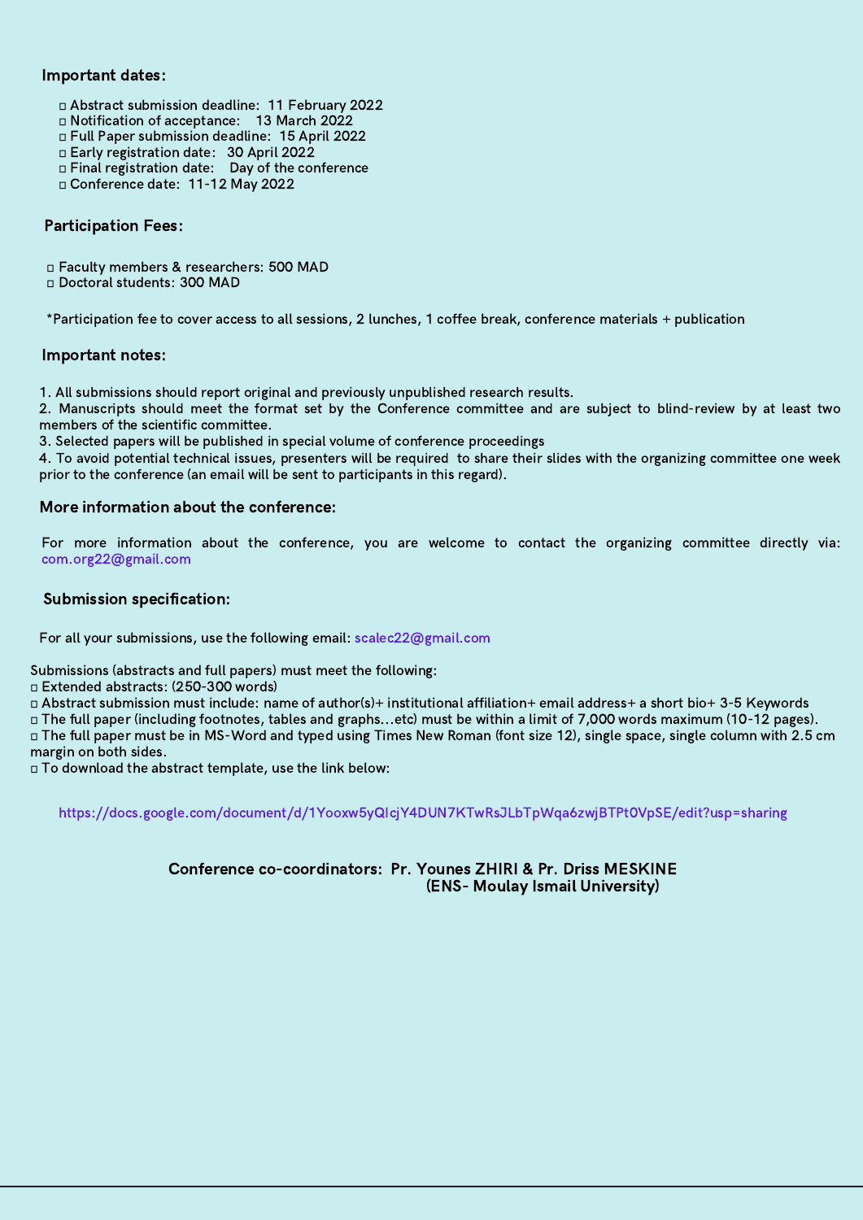### Important dates:

- Abstract submission deadline: 11 February 2022
- Notification of acceptance: 13 March 2022
- Full Paper submission deadline: 15 April 2022
- Early registration date: 30 April 2022
- Final registration date: Day of the conference
- Conference date: 11-12 May 2022

### Participation Fees:

- Faculty members & researchers: 500 MAD
- Doctoral students: 300 MAD

*Participation fee to cover access to all sessions, 2 lunches, 1 coffee break, conference materials + publication

### Important notes:

1. All submissions should report original and previously unpublished research results.
2. Manuscripts should meet the format set by the Conference committee and are subject to blind-review by at least two members of the scientific committee.
3. Selected papers will be published in special volume of conference proceedings
4. To avoid potential technical issues, presenters will be required to share their slides with the organizing committee one week prior to the conference (an email will be sent to participants in this regard).

### More information about the conference:

For more information about the conference, you are welcome to contact the organizing committee directly via: com.org22@gmail.com

### Submission specification:

For all your submissions, use the following email: scalec22@gmail.com

Submissions (abstracts and full papers) must meet the following:

- Extended abstracts: (250-300 words)
- Abstract submission must include: name of author(s)+ institutional affiliation+ email address+ a short bio+ 3-5 Keywords
- The full paper (including footnotes, tables and graphs…etc) must be within a limit of 7,000 words maximum (10-12 pages).
- The full paper must be in MS-Word and typed using Times New Roman (font size 12), single space, single column with 2.5 cm margin on both sides.
- To download the abstract template, use the link below:

https://docs.google.com/document/d/1Yooxw5yQIcjY4DUN7KTwRsJLbTpWqa6zwjBTPt0VpSE/edit?usp=sharing

**Conference co-coordinators: Pr. Younes ZHIRI & Pr. Driss MESKINE**
**(ENS- Moulay Ismail University)**